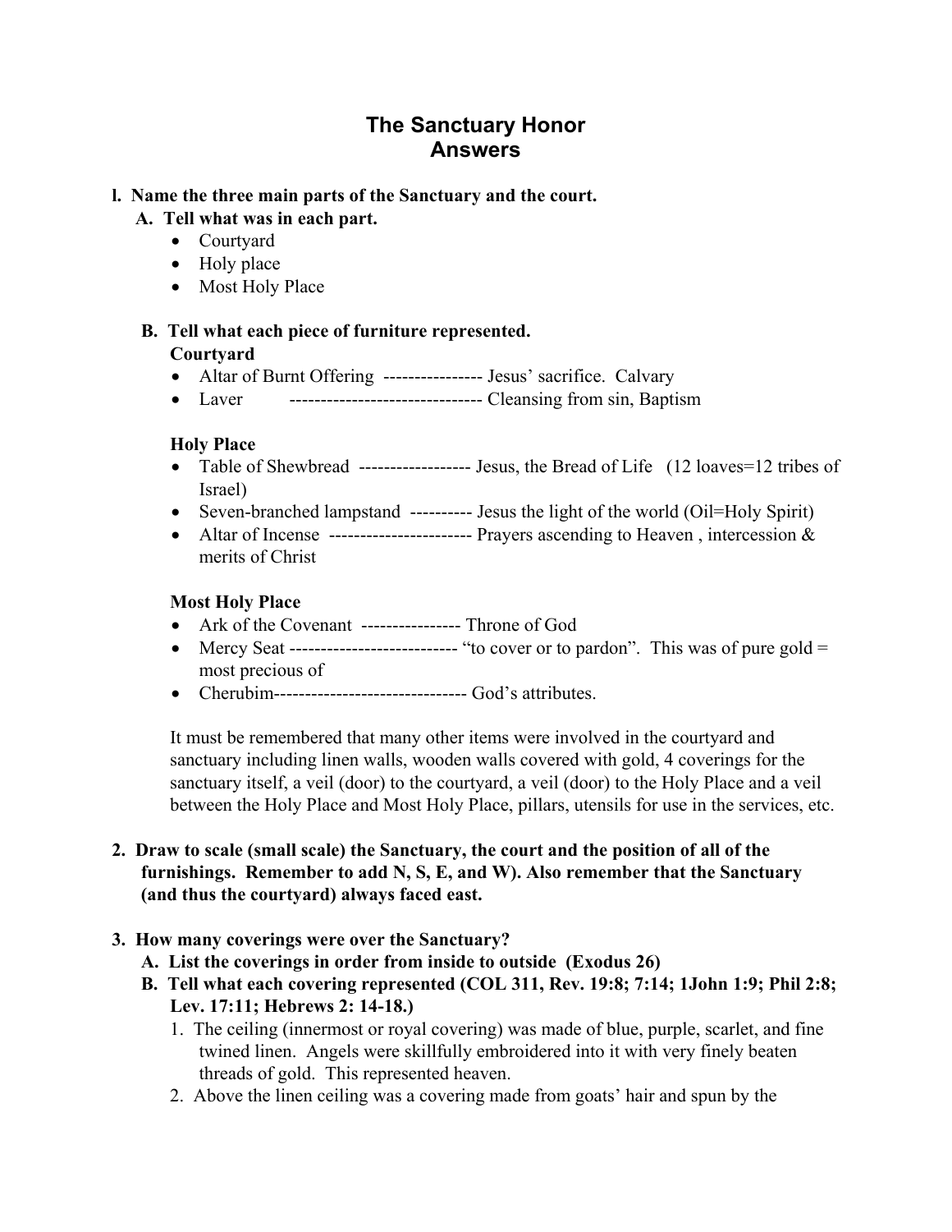# The Sanctuary Honor
# Answers

**l. Name the three main parts of the Sanctuary and the court.**

**A. Tell what was in each part.**

- Courtyard
- Holy place
- Most Holy Place

**B. Tell what each piece of furniture represented.**

**Courtyard**

- Altar of Burnt Offering ---------------- Jesus' sacrifice. Calvary
- Laver ------------------------------- Cleansing from sin, Baptism

**Holy Place**

- Table of Shewbread ------------------ Jesus, the Bread of Life (12 loaves=12 tribes of Israel)
- Seven-branched lampstand ---------- Jesus the light of the world (Oil=Holy Spirit)
- Altar of Incense ----------------------- Prayers ascending to Heaven , intercession & merits of Christ

**Most Holy Place**

- Ark of the Covenant ---------------- Throne of God
- Mercy Seat --------------------------- "to cover or to pardon". This was of pure gold = most precious of
- Cherubim------------------------------- God's attributes.

It must be remembered that many other items were involved in the courtyard and sanctuary including linen walls, wooden walls covered with gold, 4 coverings for the sanctuary itself, a veil (door) to the courtyard, a veil (door) to the Holy Place and a veil between the Holy Place and Most Holy Place, pillars, utensils for use in the services, etc.

**2. Draw to scale (small scale) the Sanctuary, the court and the position of all of the furnishings. Remember to add N, S, E, and W). Also remember that the Sanctuary (and thus the courtyard) always faced east.**

**3. How many coverings were over the Sanctuary?**

**A. List the coverings in order from inside to outside (Exodus 26)**

**B. Tell what each covering represented (COL 311, Rev. 19:8; 7:14; 1John 1:9; Phil 2:8; Lev. 17:11; Hebrews 2: 14-18.)**

1. The ceiling (innermost or royal covering) was made of blue, purple, scarlet, and fine twined linen. Angels were skillfully embroidered into it with very finely beaten threads of gold. This represented heaven.
2. Above the linen ceiling was a covering made from goats' hair and spun by the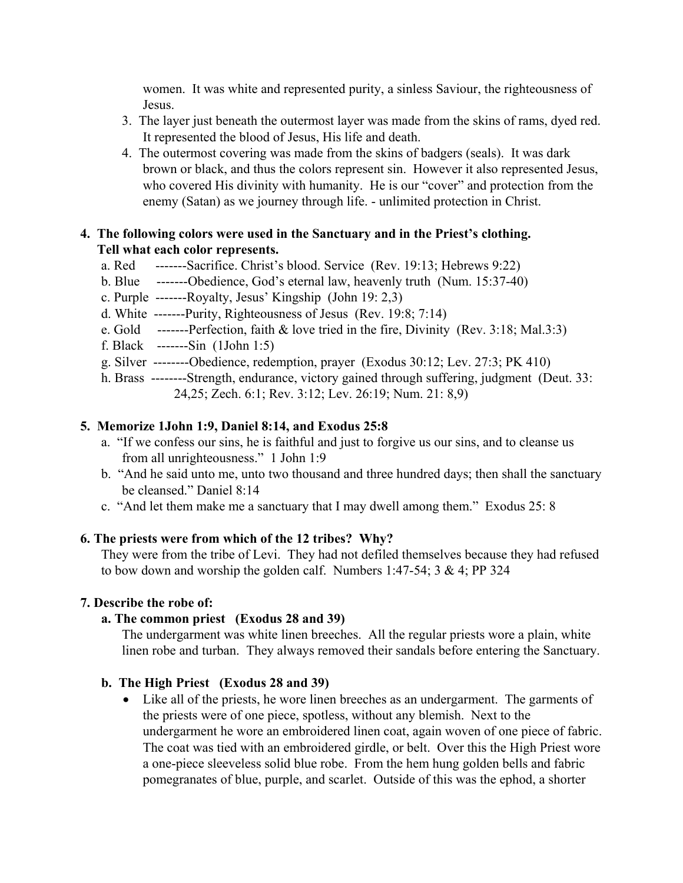women. It was white and represented purity, a sinless Saviour, the righteousness of Jesus.

3. The layer just beneath the outermost layer was made from the skins of rams, dyed red. It represented the blood of Jesus, His life and death.
4. The outermost covering was made from the skins of badgers (seals). It was dark brown or black, and thus the colors represent sin. However it also represented Jesus, who covered His divinity with humanity. He is our "cover" and protection from the enemy (Satan) as we journey through life. - unlimited protection in Christ.

**4. The following colors were used in the Sanctuary and in the Priest's clothing. Tell what each color represents.**

a. Red -------Sacrifice. Christ's blood. Service (Rev. 19:13; Hebrews 9:22)
b. Blue -------Obedience, God's eternal law, heavenly truth (Num. 15:37-40)
c. Purple -------Royalty, Jesus' Kingship (John 19: 2,3)
d. White -------Purity, Righteousness of Jesus (Rev. 19:8; 7:14)
e. Gold -------Perfection, faith & love tried in the fire, Divinity (Rev. 3:18; Mal.3:3)
f. Black -------Sin (1John 1:5)
g. Silver --------Obedience, redemption, prayer (Exodus 30:12; Lev. 27:3; PK 410)
h. Brass --------Strength, endurance, victory gained through suffering, judgment (Deut. 33: 24,25; Zech. 6:1; Rev. 3:12; Lev. 26:19; Num. 21: 8,9)

**5. Memorize 1John 1:9, Daniel 8:14, and Exodus 25:8**

a. "If we confess our sins, he is faithful and just to forgive us our sins, and to cleanse us from all unrighteousness." 1 John 1:9
b. "And he said unto me, unto two thousand and three hundred days; then shall the sanctuary be cleansed." Daniel 8:14
c. "And let them make me a sanctuary that I may dwell among them." Exodus 25: 8

**6. The priests were from which of the 12 tribes? Why?**

They were from the tribe of Levi. They had not defiled themselves because they had refused to bow down and worship the golden calf. Numbers 1:47-54; 3 & 4; PP 324

**7. Describe the robe of:**

**a. The common priest (Exodus 28 and 39)**

The undergarment was white linen breeches. All the regular priests wore a plain, white linen robe and turban. They always removed their sandals before entering the Sanctuary.

**b. The High Priest (Exodus 28 and 39)**

- Like all of the priests, he wore linen breeches as an undergarment. The garments of the priests were of one piece, spotless, without any blemish. Next to the undergarment he wore an embroidered linen coat, again woven of one piece of fabric. The coat was tied with an embroidered girdle, or belt. Over this the High Priest wore a one-piece sleeveless solid blue robe. From the hem hung golden bells and fabric pomegranates of blue, purple, and scarlet. Outside of this was the ephod, a shorter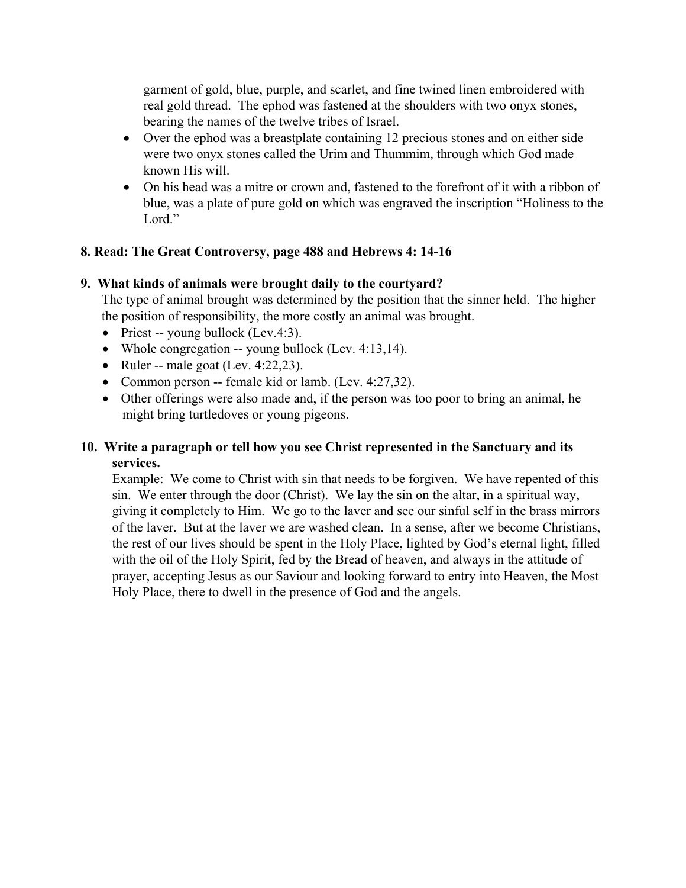garment of gold, blue, purple, and scarlet, and fine twined linen embroidered with real gold thread. The ephod was fastened at the shoulders with two onyx stones, bearing the names of the twelve tribes of Israel.

- Over the ephod was a breastplate containing 12 precious stones and on either side were two onyx stones called the Urim and Thummim, through which God made known His will.
- On his head was a mitre or crown and, fastened to the forefront of it with a ribbon of blue, was a plate of pure gold on which was engraved the inscription "Holiness to the Lord."

**8. Read: The Great Controversy, page 488 and Hebrews 4: 14-16**

**9. What kinds of animals were brought daily to the courtyard?**

The type of animal brought was determined by the position that the sinner held. The higher the position of responsibility, the more costly an animal was brought.

- Priest -- young bullock (Lev.4:3).
- Whole congregation -- young bullock (Lev. 4:13,14).
- Ruler -- male goat (Lev. 4:22,23).
- Common person -- female kid or lamb. (Lev. 4:27,32).
- Other offerings were also made and, if the person was too poor to bring an animal, he might bring turtledoves or young pigeons.

**10. Write a paragraph or tell how you see Christ represented in the Sanctuary and its services.**

Example: We come to Christ with sin that needs to be forgiven. We have repented of this sin. We enter through the door (Christ). We lay the sin on the altar, in a spiritual way, giving it completely to Him. We go to the laver and see our sinful self in the brass mirrors of the laver. But at the laver we are washed clean. In a sense, after we become Christians, the rest of our lives should be spent in the Holy Place, lighted by God's eternal light, filled with the oil of the Holy Spirit, fed by the Bread of heaven, and always in the attitude of prayer, accepting Jesus as our Saviour and looking forward to entry into Heaven, the Most Holy Place, there to dwell in the presence of God and the angels.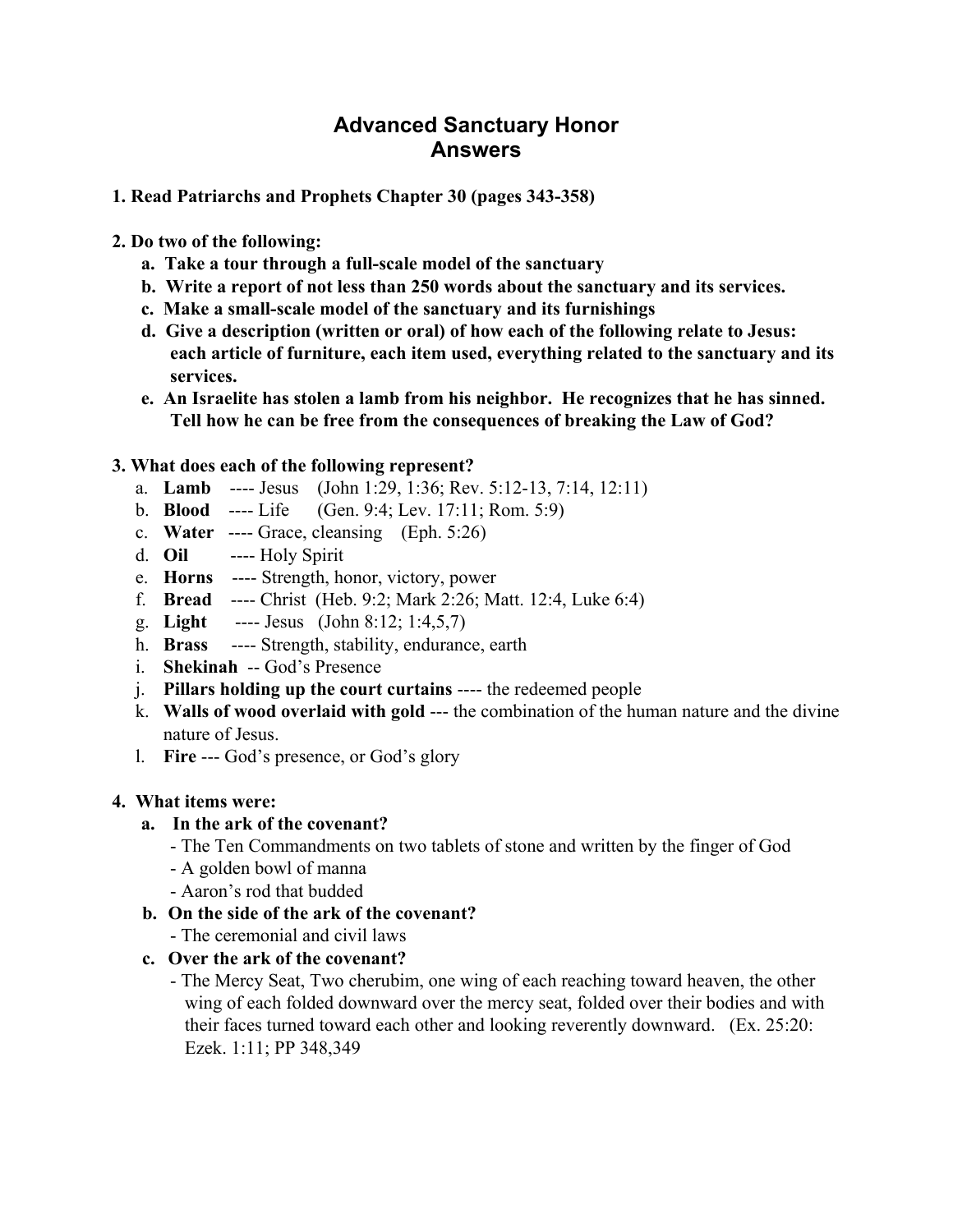# Advanced Sanctuary Honor
# Answers

**1. Read Patriarchs and Prophets Chapter 30 (pages 343-358)**

**2. Do two of the following:**

- **a. Take a tour through a full-scale model of the sanctuary**
- **b. Write a report of not less than 250 words about the sanctuary and its services.**
- **c. Make a small-scale model of the sanctuary and its furnishings**
- **d. Give a description (written or oral) of how each of the following relate to Jesus: each article of furniture, each item used, everything related to the sanctuary and its services.**
- **e. An Israelite has stolen a lamb from his neighbor. He recognizes that he has sinned. Tell how he can be free from the consequences of breaking the Law of God?**

**3. What does each of the following represent?**

a. **Lamb** ---- Jesus (John 1:29, 1:36; Rev. 5:12-13, 7:14, 12:11)
b. **Blood** ---- Life (Gen. 9:4; Lev. 17:11; Rom. 5:9)
c. **Water** ---- Grace, cleansing (Eph. 5:26)
d. **Oil** ---- Holy Spirit
e. **Horns** ---- Strength, honor, victory, power
f. **Bread** ---- Christ (Heb. 9:2; Mark 2:26; Matt. 12:4, Luke 6:4)
g. **Light** ---- Jesus (John 8:12; 1:4,5,7)
h. **Brass** ---- Strength, stability, endurance, earth
i. **Shekinah** -- God's Presence
j. **Pillars holding up the court curtains** ---- the redeemed people
k. **Walls of wood overlaid with gold** --- the combination of the human nature and the divine nature of Jesus.
l. **Fire** --- God's presence, or God's glory

**4. What items were:**

- **a. In the ark of the covenant?**
  - The Ten Commandments on two tablets of stone and written by the finger of God
  - A golden bowl of manna
  - Aaron's rod that budded
- **b. On the side of the ark of the covenant?**
  - The ceremonial and civil laws
- **c. Over the ark of the covenant?**
  - The Mercy Seat, Two cherubim, one wing of each reaching toward heaven, the other wing of each folded downward over the mercy seat, folded over their bodies and with their faces turned toward each other and looking reverently downward. (Ex. 25:20: Ezek. 1:11; PP 348,349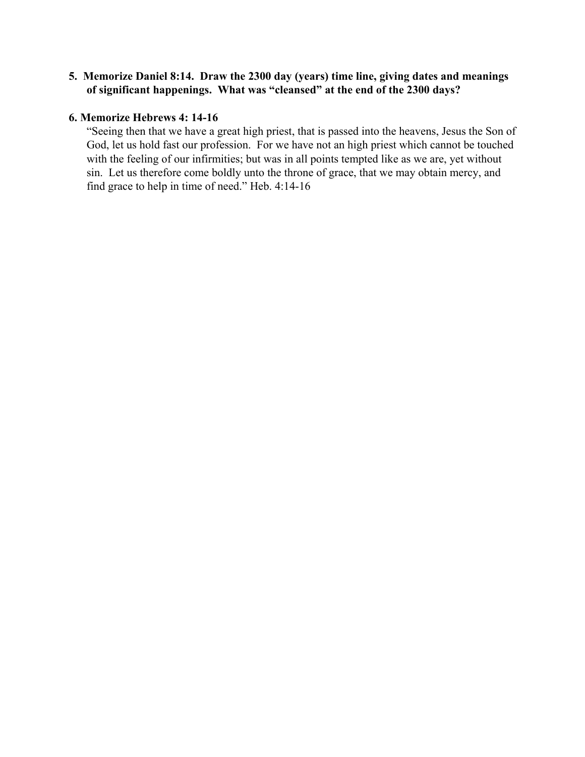**5. Memorize Daniel 8:14. Draw the 2300 day (years) time line, giving dates and meanings of significant happenings. What was "cleansed" at the end of the 2300 days?**

**6. Memorize Hebrews 4: 14-16**

"Seeing then that we have a great high priest, that is passed into the heavens, Jesus the Son of God, let us hold fast our profession. For we have not an high priest which cannot be touched with the feeling of our infirmities; but was in all points tempted like as we are, yet without sin. Let us therefore come boldly unto the throne of grace, that we may obtain mercy, and find grace to help in time of need." Heb. 4:14-16